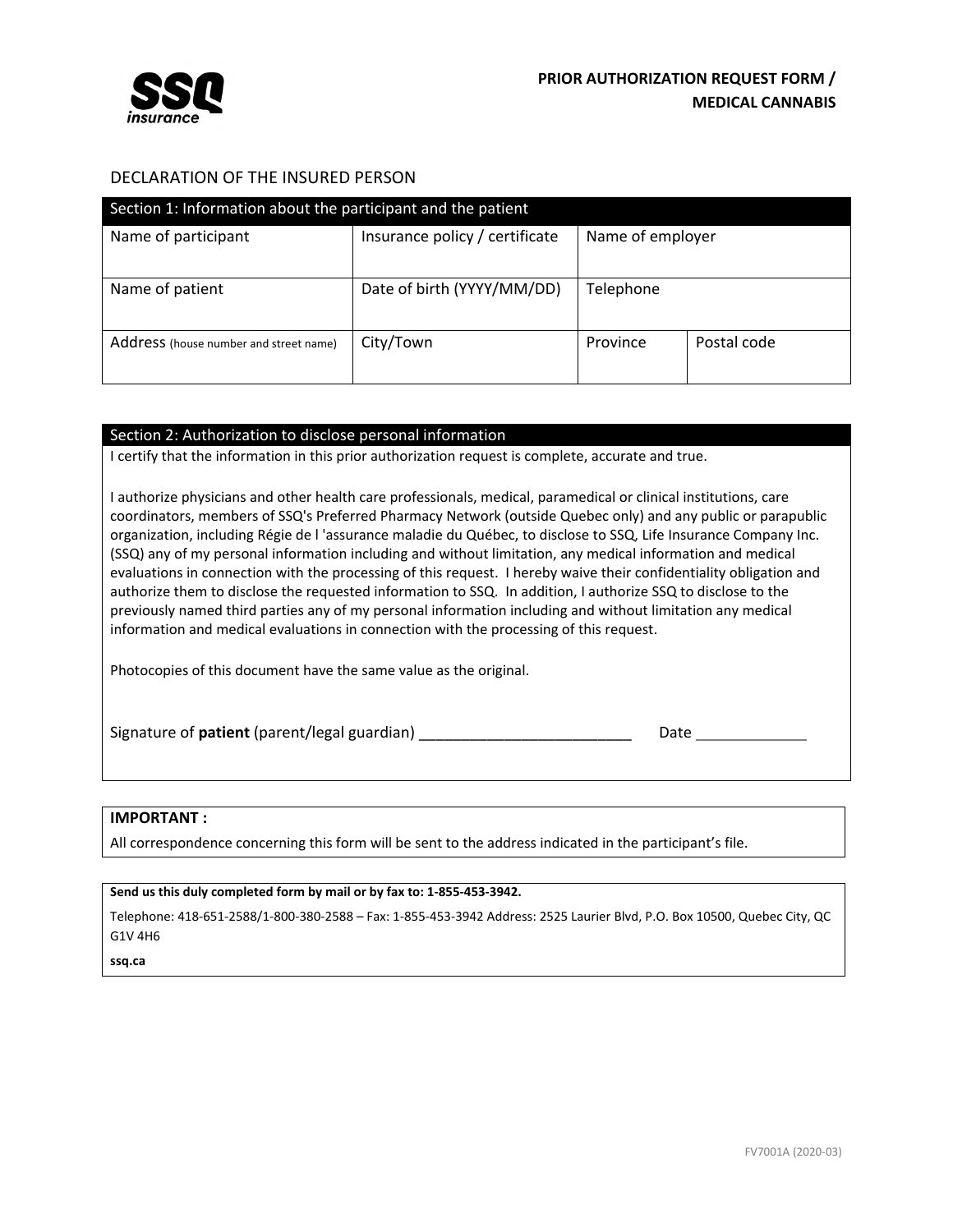SSQ insurance

# PRIOR AUTHORIZATION REQUEST FORM / MEDICAL CANNABIS

## DECLARATION OF THE INSURED PERSON

| Section 1: Information about the participant and the patient | | | |
|---|---|---|---|
| Name of participant | Insurance policy / certificate | Name of employer | |
| Name of patient | Date of birth (YYYY/MM/DD) | Telephone | |
| Address (house number and street name) | City/Town | Province | Postal code |

**Section 2: Authorization to disclose personal information**

I certify that the information in this prior authorization request is complete, accurate and true.

I authorize physicians and other health care professionals, medical, paramedical or clinical institutions, care coordinators, members of SSQ's Preferred Pharmacy Network (outside Quebec only) and any public or parapublic organization, including Régie de l 'assurance maladie du Québec, to disclose to SSQ, Life Insurance Company Inc. (SSQ) any of my personal information including and without limitation, any medical information and medical evaluations in connection with the processing of this request. I hereby waive their confidentiality obligation and authorize them to disclose the requested information to SSQ. In addition, I authorize SSQ to disclose to the previously named third parties any of my personal information including and without limitation any medical information and medical evaluations in connection with the processing of this request.

Photocopies of this document have the same value as the original.

Signature of **patient** (parent/legal guardian) _________________________ Date _____________

**IMPORTANT :**

All correspondence concerning this form will be sent to the address indicated in the participant's file.

**Send us this duly completed form by mail or by fax to: 1-855-453-3942.**

Telephone: 418-651-2588/1-800-380-2588 – Fax: 1-855-453-3942 Address: 2525 Laurier Blvd, P.O. Box 10500, Quebec City, QC G1V 4H6

**ssq.ca**

FV7001A (2020-03)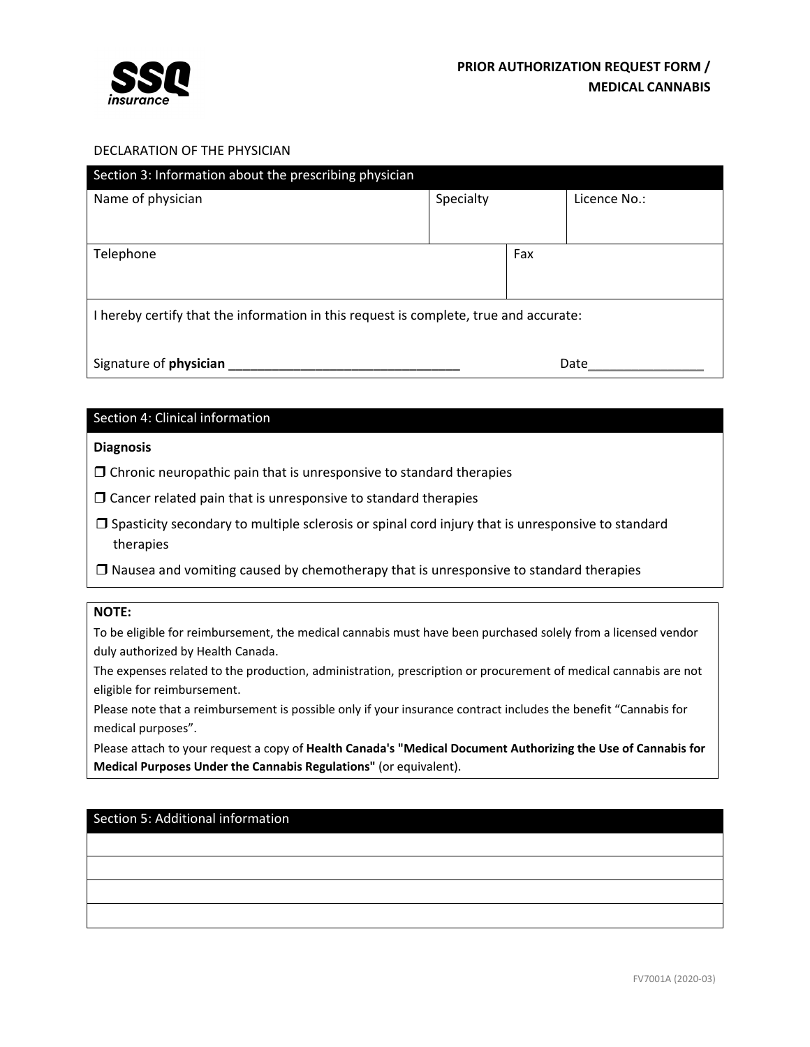SSQ insurance

**PRIOR AUTHORIZATION REQUEST FORM / MEDICAL CANNABIS**

DECLARATION OF THE PHYSICIAN

| Section 3: Information about the prescribing physician | | |
|---|---|---|
| Name of physician | Specialty | Licence No.: |
| Telephone | Fax | |

I hereby certify that the information in this request is complete, true and accurate:

Signature of **physician** _______________________________ Date________________

## Section 4: Clinical information

**Diagnosis**

- ❒ Chronic neuropathic pain that is unresponsive to standard therapies
- ❒ Cancer related pain that is unresponsive to standard therapies
- ❒ Spasticity secondary to multiple sclerosis or spinal cord injury that is unresponsive to standard therapies
- ❒ Nausea and vomiting caused by chemotherapy that is unresponsive to standard therapies

**NOTE:**

To be eligible for reimbursement, the medical cannabis must have been purchased solely from a licensed vendor duly authorized by Health Canada.

The expenses related to the production, administration, prescription or procurement of medical cannabis are not eligible for reimbursement.

Please note that a reimbursement is possible only if your insurance contract includes the benefit "Cannabis for medical purposes".

Please attach to your request a copy of **Health Canada's "Medical Document Authorizing the Use of Cannabis for Medical Purposes Under the Cannabis Regulations"** (or equivalent).

## Section 5: Additional information

FV7001A (2020-03)